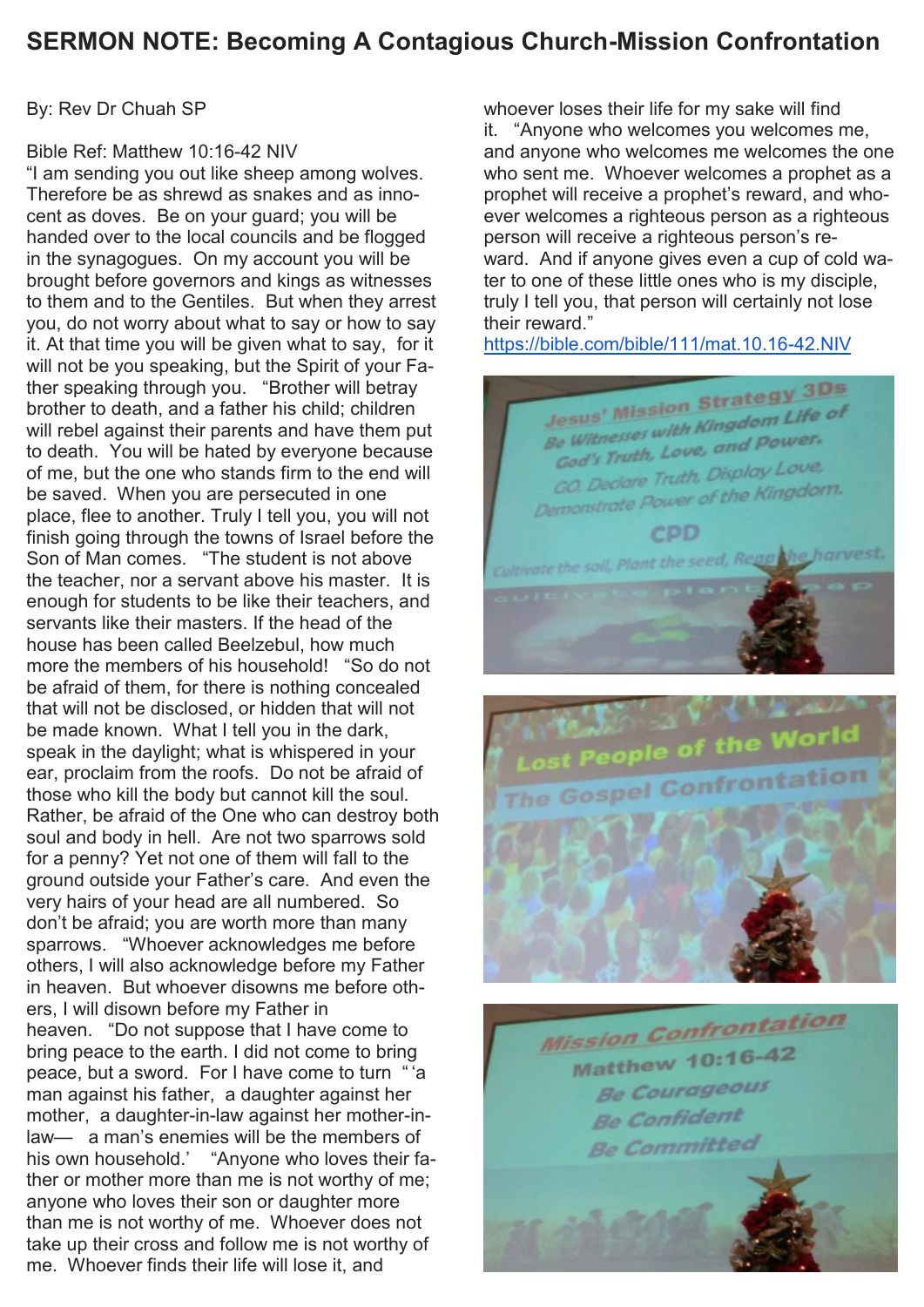# SERMON NOTE: Becoming A Contagious Church-Mission Confrontation

By: Rev Dr Chuah SP

Bible Ref: Matthew 10:16-42 NIV

"I am sending you out like sheep among wolves. Therefore be as shrewd as snakes and as innocent as doves. Be on your guard; you will be handed over to the local councils and be flogged in the synagogues. On my account you will be brought before governors and kings as witnesses to them and to the Gentiles. But when they arrest you, do not worry about what to say or how to say it. At that time you will be given what to say, for it will not be you speaking, but the Spirit of your Father speaking through you. "Brother will betray brother to death, and a father his child; children will rebel against their parents and have them put to death. You will be hated by everyone because of me, but the one who stands firm to the end will be saved. When you are persecuted in one place, flee to another. Truly I tell you, you will not finish going through the towns of Israel before the Son of Man comes. "The student is not above the teacher, nor a servant above his master. It is enough for students to be like their teachers, and servants like their masters. If the head of the house has been called Beelzebul, how much more the members of his household! "So do not be afraid of them, for there is nothing concealed that will not be disclosed, or hidden that will not be made known. What I tell you in the dark, speak in the daylight; what is whispered in your ear, proclaim from the roofs. Do not be afraid of those who kill the body but cannot kill the soul. Rather, be afraid of the One who can destroy both soul and body in hell. Are not two sparrows sold for a penny? Yet not one of them will fall to the ground outside your Father's care. And even the very hairs of your head are all numbered. So don't be afraid; you are worth more than many sparrows. "Whoever acknowledges me before others, I will also acknowledge before my Father in heaven. But whoever disowns me before others, I will disown before my Father in heaven. "Do not suppose that I have come to bring peace to the earth. I did not come to bring peace, but a sword. For I have come to turn " 'a man against his father, a daughter against her mother, a daughter-in-law against her mother-in-law— a man's enemies will be the members of his own household.' "Anyone who loves their father or mother more than me is not worthy of me; anyone who loves their son or daughter more than me is not worthy of me. Whoever does not take up their cross and follow me is not worthy of me. Whoever finds their life will lose it, and whoever loses their life for my sake will find it. "Anyone who welcomes you welcomes me, and anyone who welcomes me welcomes the one who sent me. Whoever welcomes a prophet as a prophet will receive a prophet's reward, and whoever welcomes a righteous person as a righteous person will receive a righteous person's reward. And if anyone gives even a cup of cold water to one of these little ones who is my disciple, truly I tell you, that person will certainly not lose their reward."

https://bible.com/bible/111/mat.10.16-42.NIV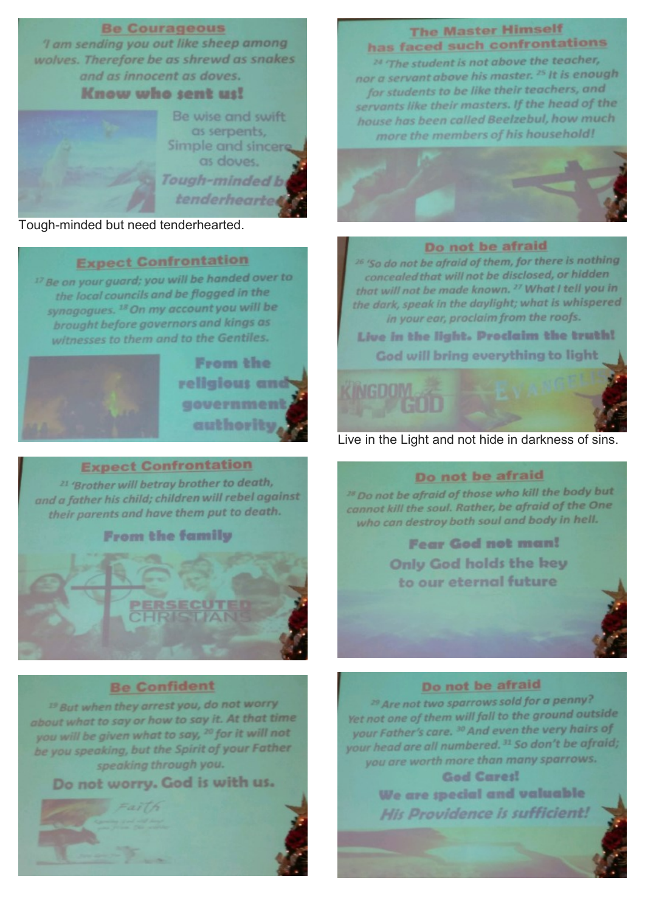## Be Courageous

*'I am sending you out like sheep among wolves. Therefore be as shrewd as snakes and as innocent as doves.*

**Know who sent us!**

Be wise and swift as serpents, Simple and sincere as doves.

***Tough-minded but tenderhearted***

Tough-minded but need tenderhearted.

## Expect Confrontation

*[17] Be on your guard; you will be handed over to the local councils and be flogged in the synagogues. [18] On my account you will be brought before governors and kings as witnesses to them and to the Gentiles.*

**From the religious and government authority**

## Expect Confrontation

*[21] 'Brother will betray brother to death, and a father his child; children will rebel against their parents and have them put to death.*

**From the family**

PERSECUTED CHRISTIANS

## Be Confident

*[19] But when they arrest you, do not worry about what to say or how to say it. At that time you will be given what to say, [20] for it will not be you speaking, but the Spirit of your Father speaking through you.*

**Do not worry. God is with us.**

## The Master Himself has faced such confrontations

*[24] 'The student is not above the teacher, nor a servant above his master. [25] It is enough for students to be like their teachers, and servants like their masters. If the head of the house has been called Beelzebul, how much more the members of his household!*

## Do not be afraid

*[26] 'So do not be afraid of them, for there is nothing concealed that will not be disclosed, or hidden that will not be made known. [27] What I tell you in the dark, speak in the daylight; what is whispered in your ear, proclaim from the roofs.*

**Live in the light. Proclaim the truth!**

**God will bring everything to light**

KINGDOM GOD EVANGELI...

Live in the Light and not hide in darkness of sins.

## Do not be afraid

*[28] Do not be afraid of those who kill the body but cannot kill the soul. Rather, be afraid of the One who can destroy both soul and body in hell.*

**Fear God not man!**

**Only God holds the key to our eternal future**

## Do not be afraid

*[29] Are not two sparrows sold for a penny? Yet not one of them will fall to the ground outside your Father's care. [30] And even the very hairs of your head are all numbered. [31] So don't be afraid; you are worth more than many sparrows.*

**God Cares!**

**We are special and valuable**

***His Providence is sufficient!***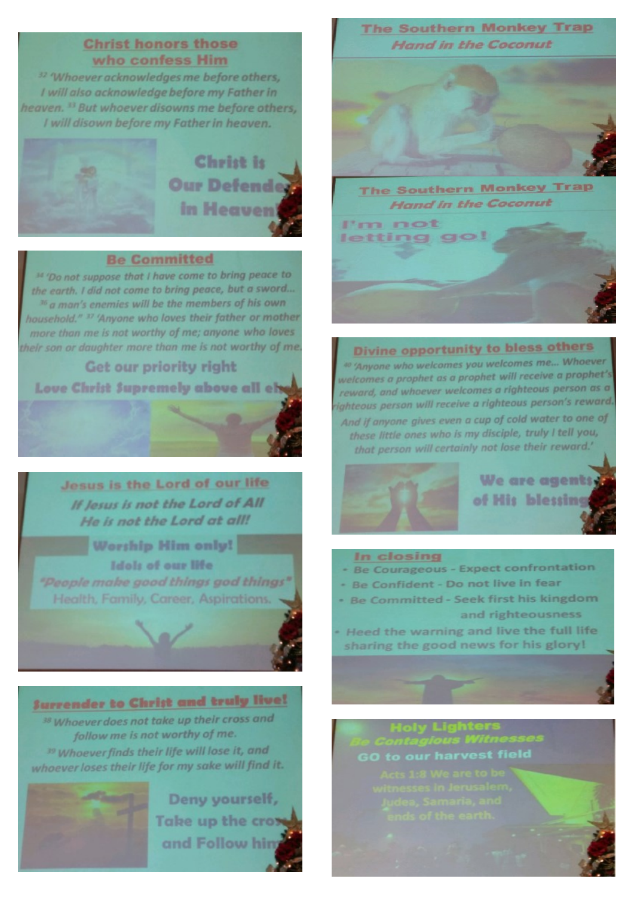## Christ honors those who confess Him

[32] 'Whoever acknowledges me before others, I will also acknowledge before my Father in heaven. [33] But whoever disowns me before others, I will disown before my Father in heaven.

**Christ is Our Defender in Heaven!**

## Be Committed

[34] 'Do not suppose that I have come to bring peace to the earth. I did not come to bring peace, but a sword... [36] a man's enemies will be the members of his own household." [37] 'Anyone who loves their father or mother more than me is not worthy of me; anyone who loves their son or daughter more than me is not worthy of me.

**Get our priority right**

**Love Christ Supremely above all else**

## Jesus is the Lord of our life

*If Jesus is not the Lord of All*
*He is not the Lord at all!*

**Worship Him only!**

**Idols of our life**

*"People make good things god things"*

Health, Family, Career, Aspirations.

## Surrender to Christ and truly live!

[38] Whoever does not take up their cross and follow me is not worthy of me.
[39] Whoever finds their life will lose it, and whoever loses their life for my sake will find it.

**Deny yourself, Take up the cross and Follow him**

## The Southern Monkey Trap

*Hand in the Coconut*

## The Southern Monkey Trap

*Hand in the Coconut*

I'm not letting go!

## Divine opportunity to bless others

[40] 'Anyone who welcomes you welcomes me... Whoever welcomes a prophet as a prophet will receive a prophet's reward, and whoever welcomes a righteous person as a righteous person will receive a righteous person's reward. And if anyone gives even a cup of cold water to one of these little ones who is my disciple, truly I tell you, that person will certainly not lose their reward.'

**We are agents of His blessings**

## In closing

- Be Courageous - Expect confrontation
- Be Confident - Do not live in fear
- Be Committed - Seek first his kingdom and righteousness
- Heed the warning and live the full life sharing the good news for his glory!

## Holy Lighters

*Be Contagious Witnesses*

GO to our harvest field

Acts 1:8 We are to be witnesses in Jerusalem, Judea, Samaria, and ends of the earth.